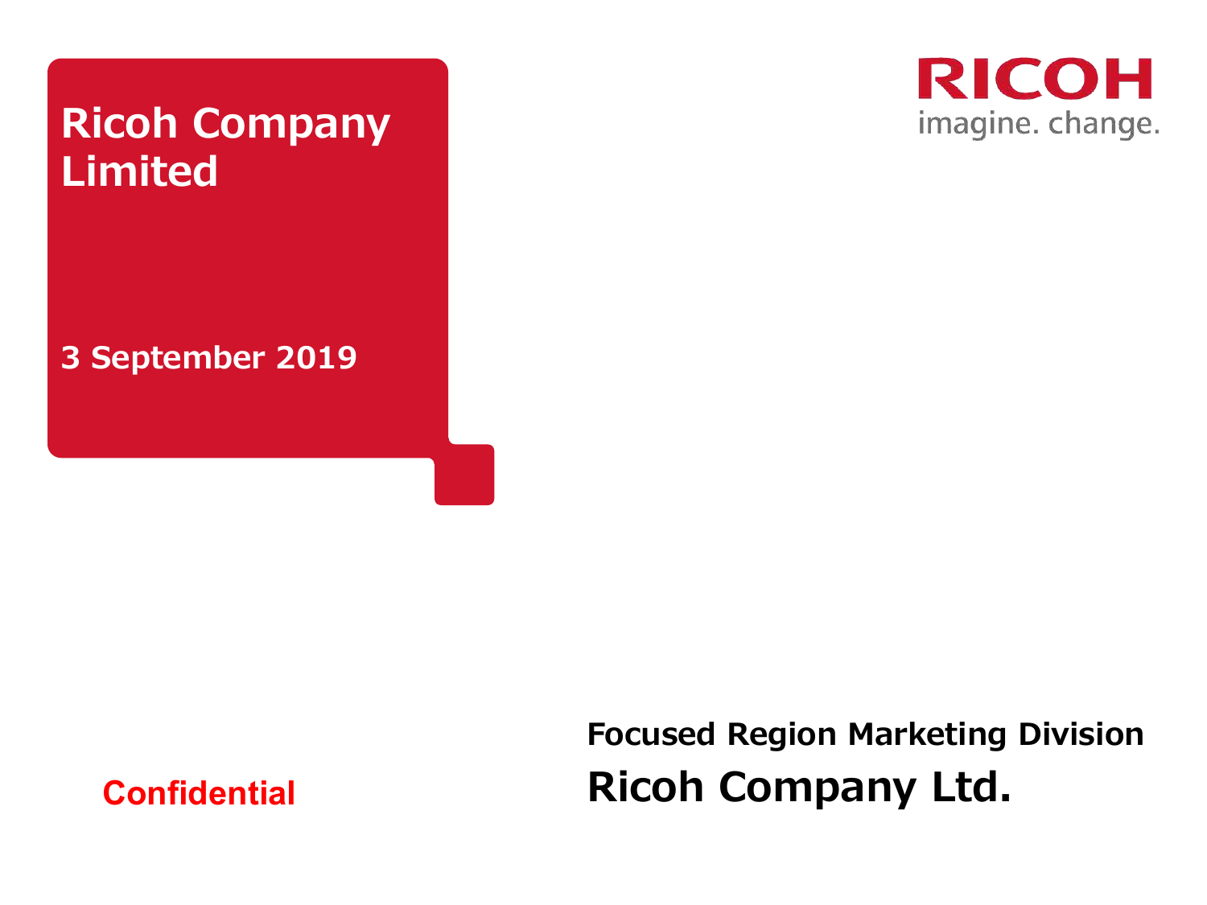# Ricoh Company Limited

**3 September 2019**

RICOH
imagine. change.

**Confidential**

**Focused Region Marketing Division**

**Ricoh Company Ltd.**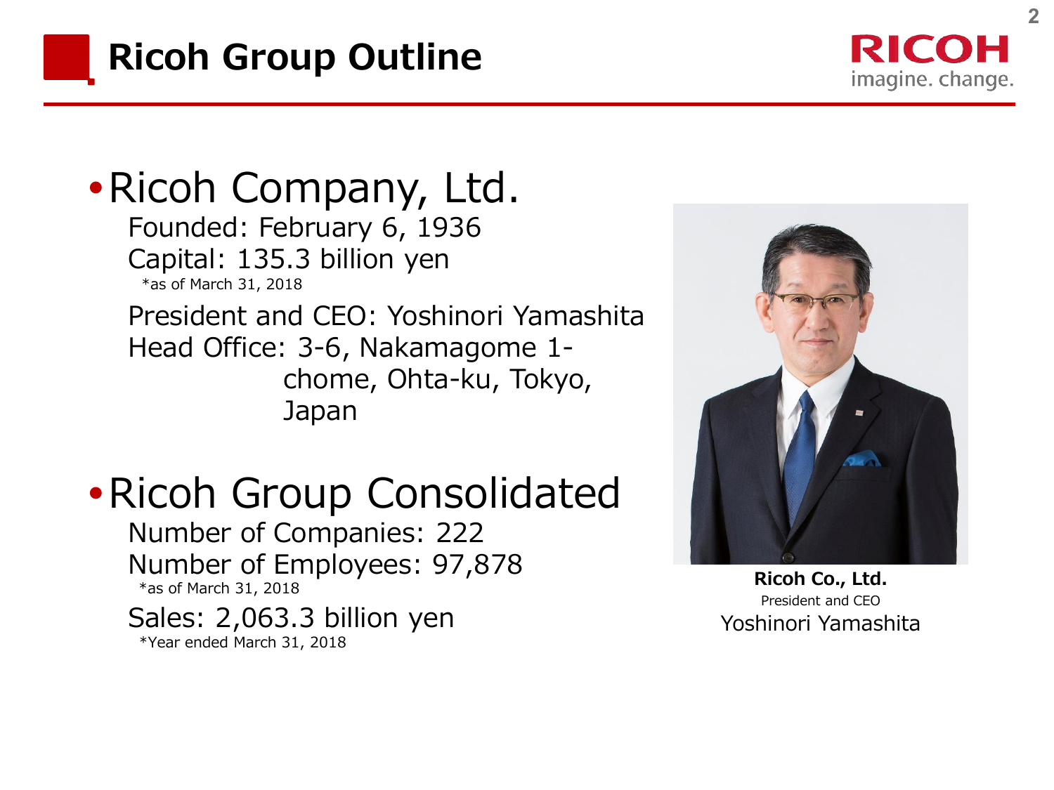# Ricoh Group Outline

- **Ricoh Company, Ltd.**

  Founded: February 6, 1936
  Capital: 135.3 billion yen
  *as of March 31, 2018

  President and CEO: Yoshinori Yamashita
  Head Office: 3-6, Nakamagome 1-chome, Ohta-ku, Tokyo, Japan

- **Ricoh Group Consolidated**

  Number of Companies: 222
  Number of Employees: 97,878
  *as of March 31, 2018

  Sales: 2,063.3 billion yen
  *Year ended March 31, 2018

**Ricoh Co., Ltd.**
President and CEO
Yoshinori Yamashita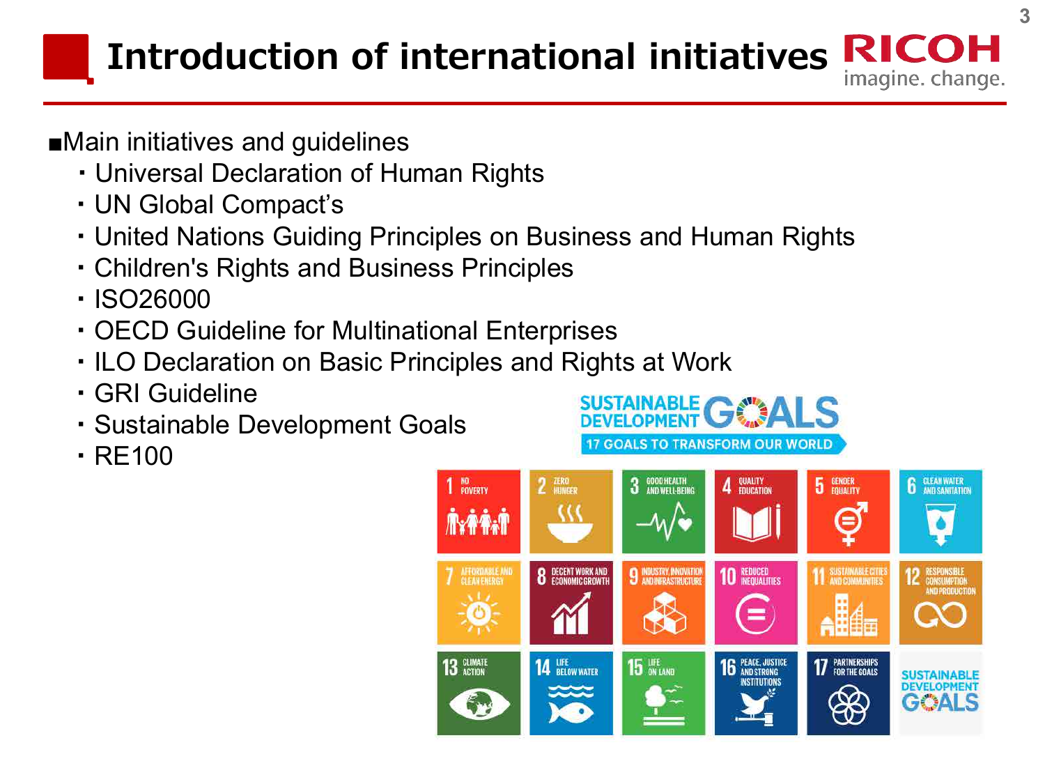# Introduction of international initiatives

■Main initiatives and guidelines

- Universal Declaration of Human Rights
- UN Global Compact’s
- United Nations Guiding Principles on Business and Human Rights
- Children's Rights and Business Principles
- ISO26000
- OECD Guideline for Multinational Enterprises
- ILO Declaration on Basic Principles and Rights at Work
- GRI Guideline
- Sustainable Development Goals
- RE100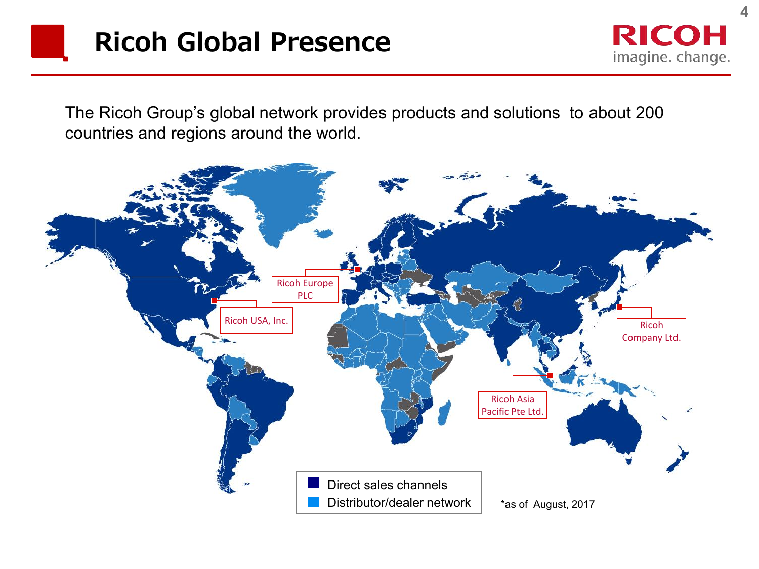# Ricoh Global Presence

The Ricoh Group's global network provides products and solutions to about 200 countries and regions around the world.

Ricoh Europe PLC

Ricoh USA, Inc.

Ricoh Company Ltd.

Ricoh Asia Pacific Pte Ltd.

- Direct sales channels
- Distributor/dealer network

*as of August, 2017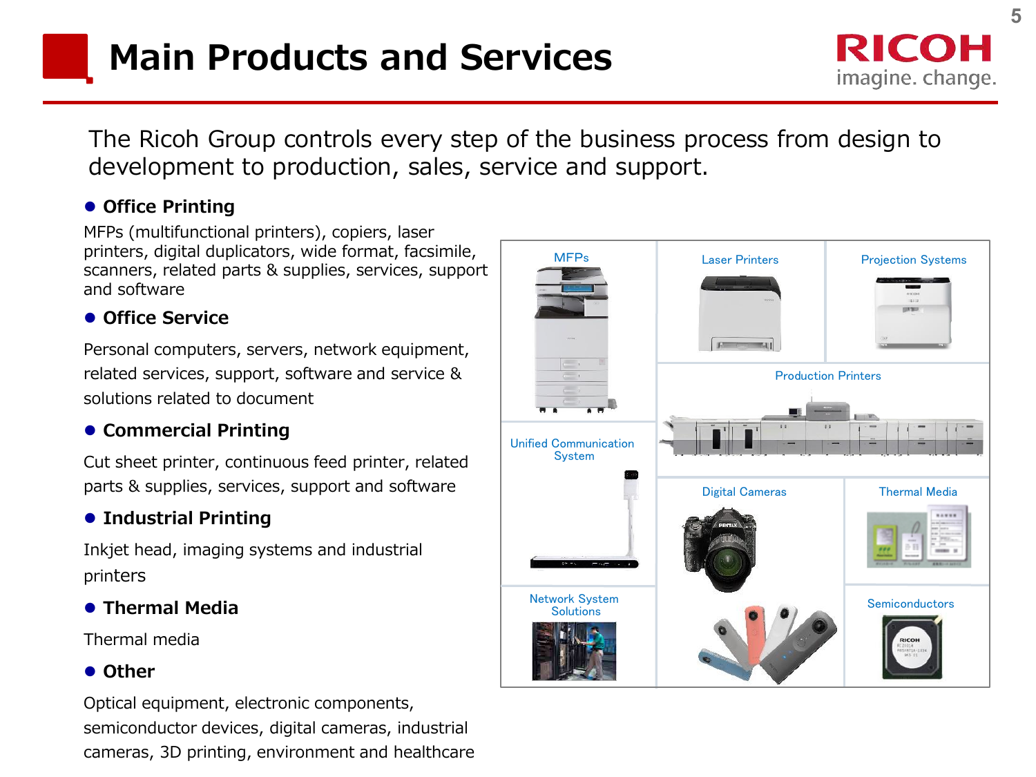# Main Products and Services

The Ricoh Group controls every step of the business process from design to development to production, sales, service and support.

- **Office Printing**

MFPs (multifunctional printers), copiers, laser printers, digital duplicators, wide format, facsimile, scanners, related parts & supplies, services, support and software

- **Office Service**

Personal computers, servers, network equipment, related services, support, software and service & solutions related to document

- **Commercial Printing**

Cut sheet printer, continuous feed printer, related parts & supplies, services, support and software

- **Industrial Printing**

Inkjet head, imaging systems and industrial printers

- **Thermal Media**

Thermal media

- **Other**

Optical equipment, electronic components, semiconductor devices, digital cameras, industrial cameras, 3D printing, environment and healthcare

MFPs | Laser Printers | Projection Systems | Production Printers | Unified Communication System | Digital Cameras | Thermal Media | Network System Solutions | Semiconductors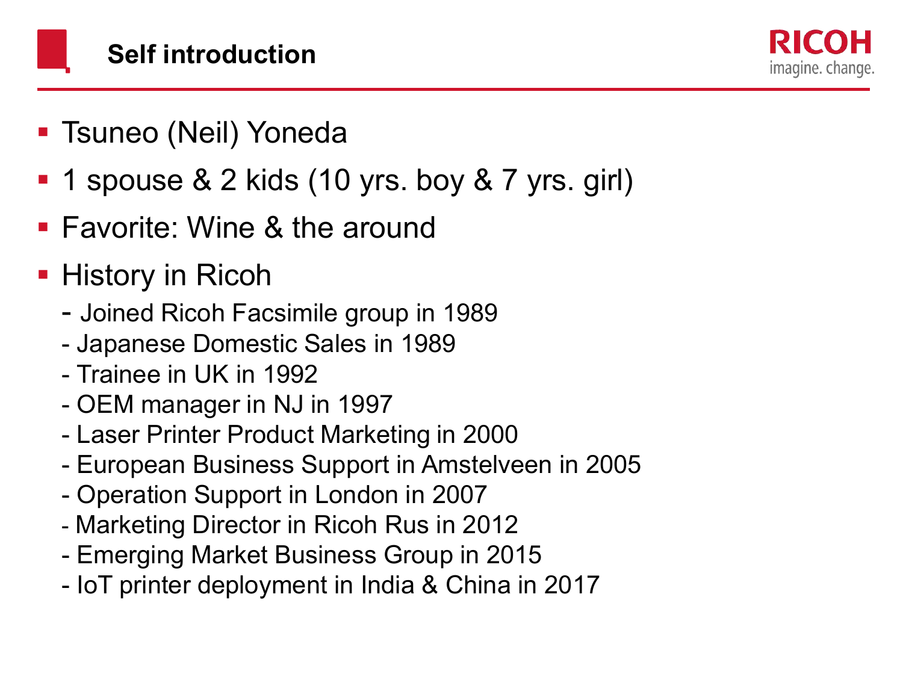# Self introduction

- Tsuneo (Neil) Yoneda
- 1 spouse & 2 kids (10 yrs. boy & 7 yrs. girl)
- Favorite: Wine & the around
- History in Ricoh
  - Joined Ricoh Facsimile group in 1989
  - Japanese Domestic Sales in 1989
  - Trainee in UK in 1992
  - OEM manager in NJ in 1997
  - Laser Printer Product Marketing in 2000
  - European Business Support in Amstelveen in 2005
  - Operation Support in London in 2007
  - Marketing Director in Ricoh Rus in 2012
  - Emerging Market Business Group in 2015
  - IoT printer deployment in India & China in 2017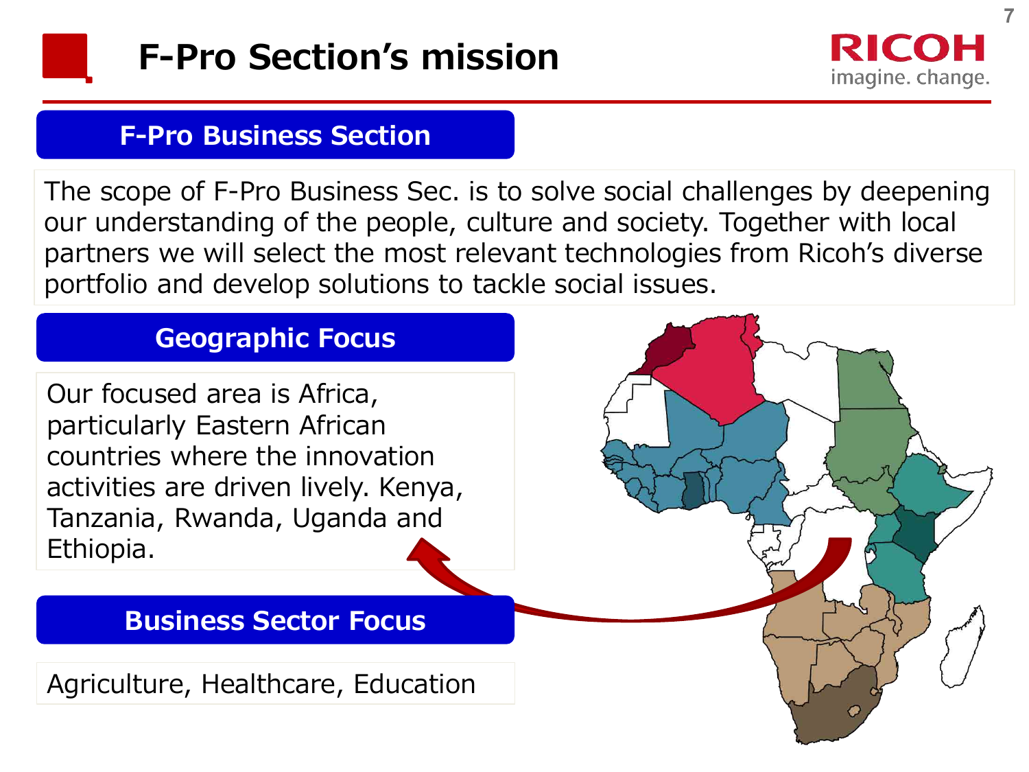# F-Pro Section's mission

## F-Pro Business Section

The scope of F-Pro Business Sec. is to solve social challenges by deepening our understanding of the people, culture and society. Together with local partners we will select the most relevant technologies from Ricoh's diverse portfolio and develop solutions to tackle social issues.

## Geographic Focus

Our focused area is Africa, particularly Eastern African countries where the innovation activities are driven lively. Kenya, Tanzania, Rwanda, Uganda and Ethiopia.

## Business Sector Focus

Agriculture, Healthcare, Education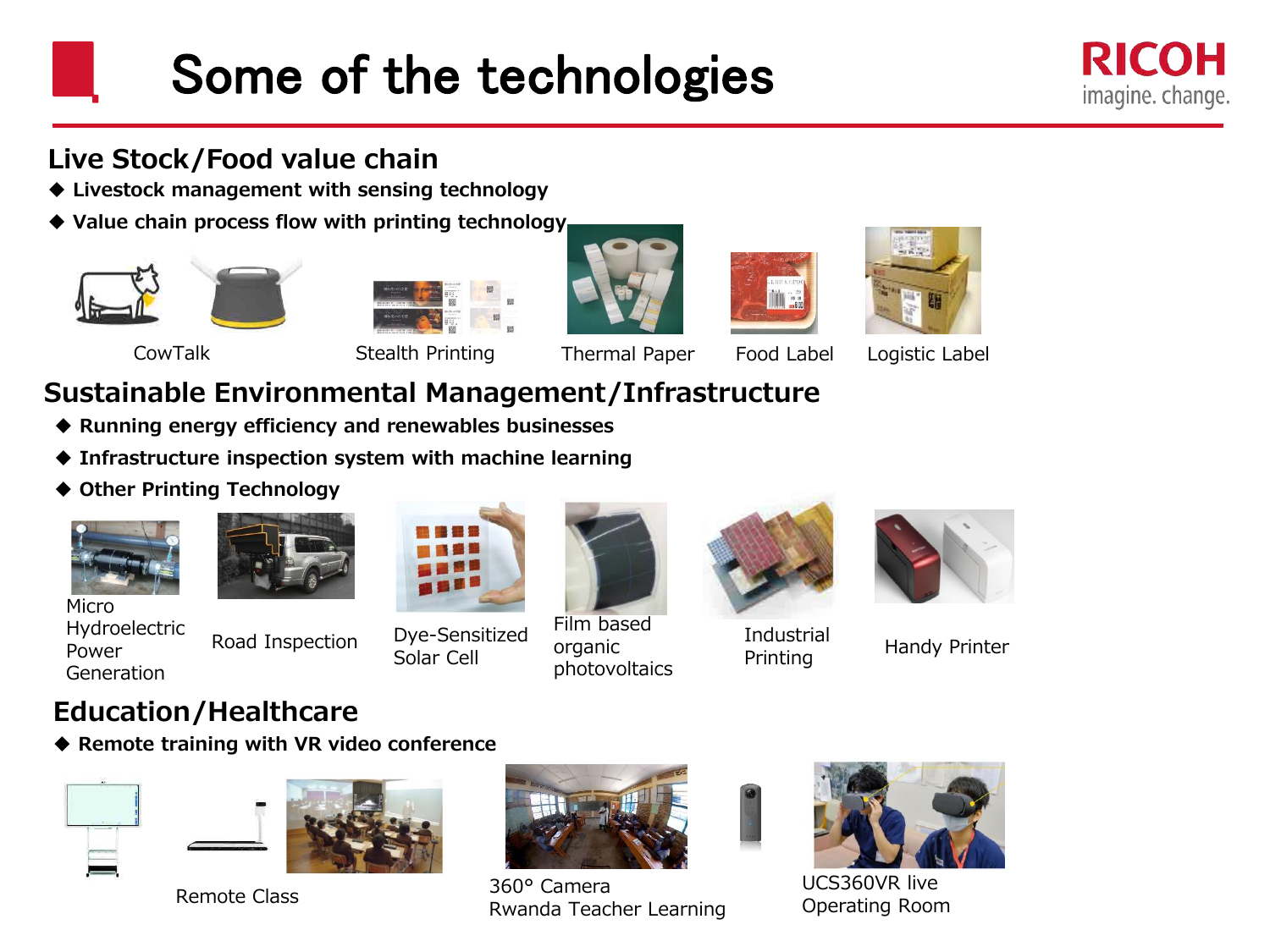# Some of the technologies

## Live Stock/Food value chain

- **Livestock management with sensing technology**
- **Value chain process flow with printing technology**

CowTalk

Stealth Printing

Thermal Paper

Food Label

Logistic Label

## Sustainable Environmental Management/Infrastructure

- **Running energy efficiency and renewables businesses**
- **Infrastructure inspection system with machine learning**
- **Other Printing Technology**

Micro Hydroelectric Power Generation

Road Inspection

Dye-Sensitized Solar Cell

Film based organic photovoltaics

Industrial Printing

Handy Printer

## Education/Healthcare

- **Remote training with VR video conference**

Remote Class

360° Camera Rwanda Teacher Learning

UCS360VR live Operating Room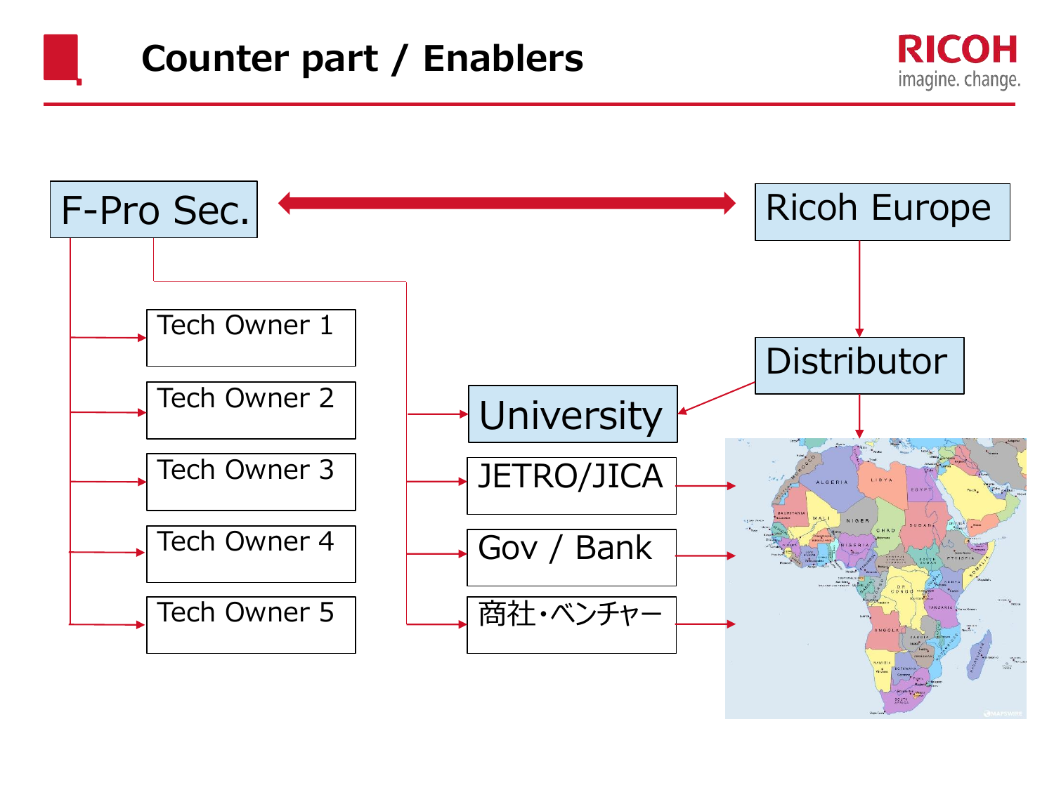# Counter part / Enablers

F-Pro Sec.

Ricoh Europe

Tech Owner 1

Tech Owner 2

Tech Owner 3

Tech Owner 4

Tech Owner 5

Distributor

University

JETRO/JICA

Gov / Bank

商社・ベンチャー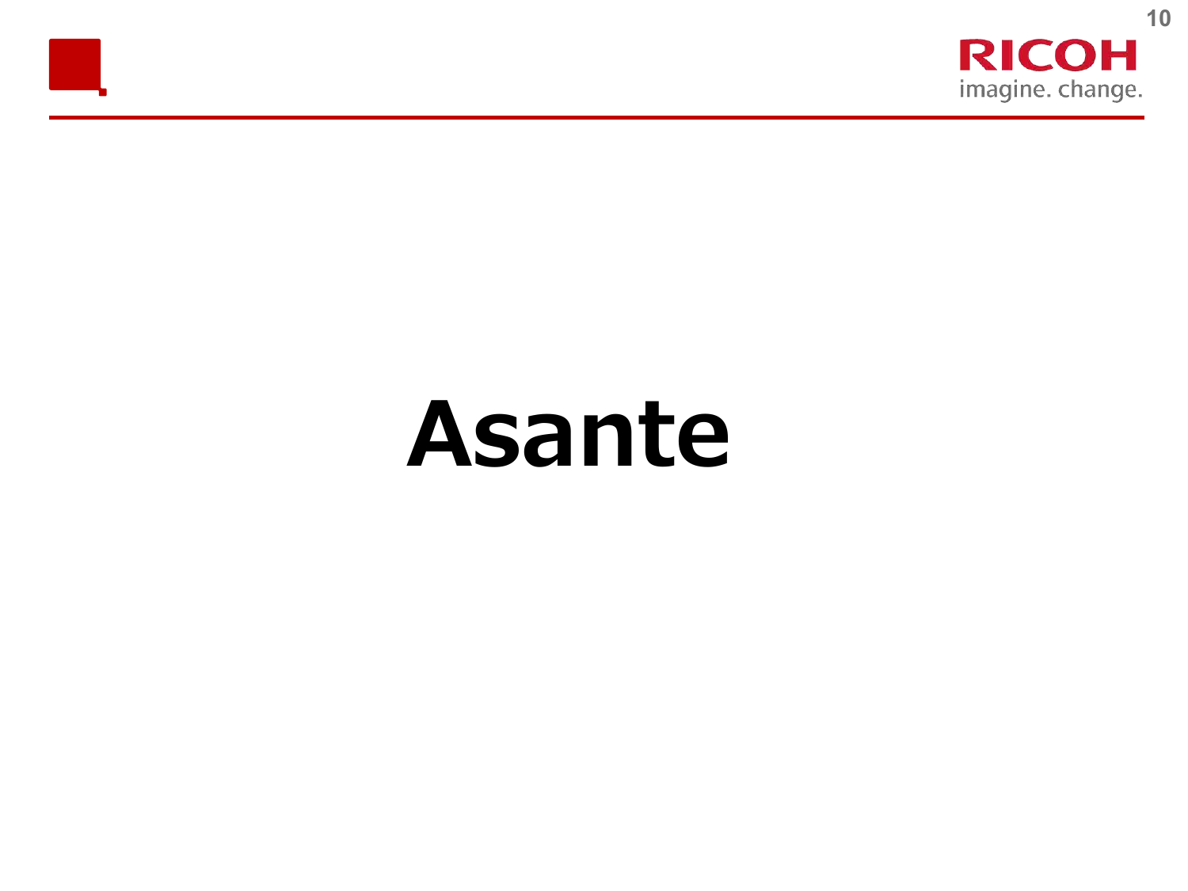# Asante